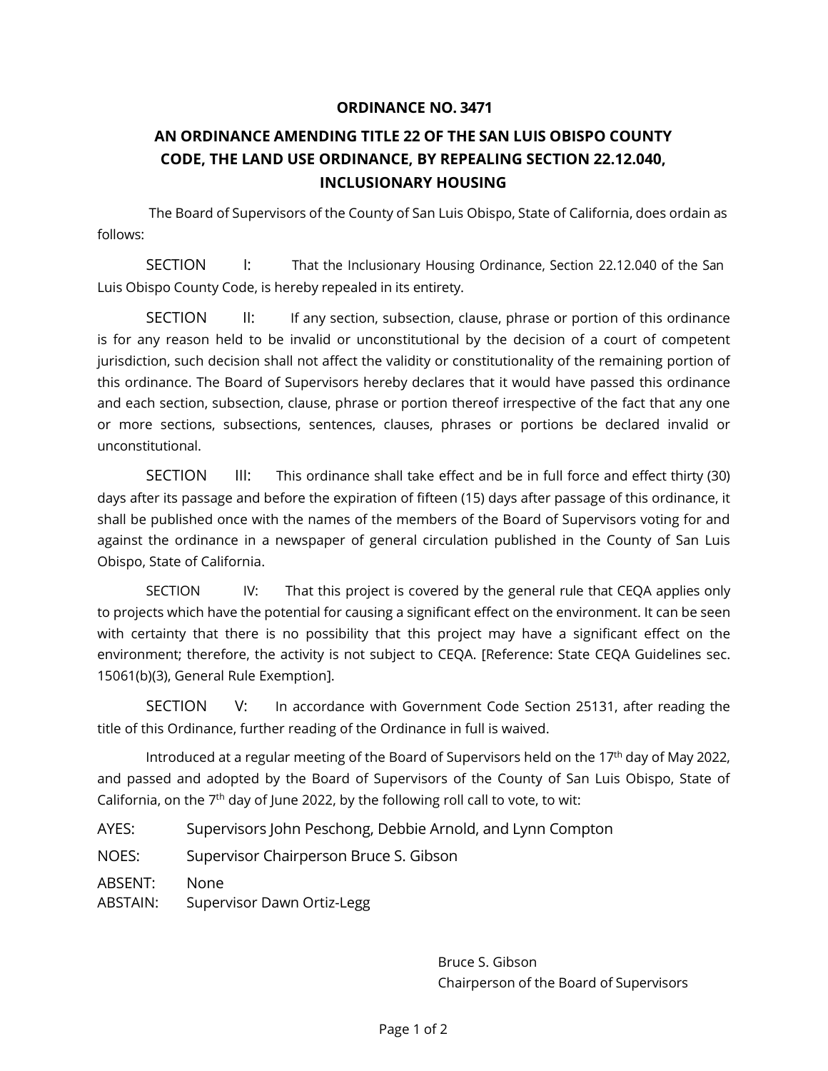**ORDINANCE NO. 3471**

**AN ORDINANCE AMENDING TITLE 22 OF THE SAN LUIS OBISPO COUNTY CODE, THE LAND USE ORDINANCE, BY REPEALING SECTION 22.12.040, INCLUSIONARY HOUSING**

The Board of Supervisors of the County of San Luis Obispo, State of California, does ordain as follows:

SECTION I: That the Inclusionary Housing Ordinance, Section 22.12.040 of the San Luis Obispo County Code, is hereby repealed in its entirety.

SECTION II: If any section, subsection, clause, phrase or portion of this ordinance is for any reason held to be invalid or unconstitutional by the decision of a court of competent jurisdiction, such decision shall not affect the validity or constitutionality of the remaining portion of this ordinance. The Board of Supervisors hereby declares that it would have passed this ordinance and each section, subsection, clause, phrase or portion thereof irrespective of the fact that any one or more sections, subsections, sentences, clauses, phrases or portions be declared invalid or unconstitutional.

SECTION III: This ordinance shall take effect and be in full force and effect thirty (30) days after its passage and before the expiration of fifteen (15) days after passage of this ordinance, it shall be published once with the names of the members of the Board of Supervisors voting for and against the ordinance in a newspaper of general circulation published in the County of San Luis Obispo, State of California.

SECTION IV: That this project is covered by the general rule that CEQA applies only to projects which have the potential for causing a significant effect on the environment. It can be seen with certainty that there is no possibility that this project may have a significant effect on the environment; therefore, the activity is not subject to CEQA. [Reference: State CEQA Guidelines sec. 15061(b)(3), General Rule Exemption].

SECTION V: In accordance with Government Code Section 25131, after reading the title of this Ordinance, further reading of the Ordinance in full is waived.

Introduced at a regular meeting of the Board of Supervisors held on the 17th day of May 2022, and passed and adopted by the Board of Supervisors of the County of San Luis Obispo, State of California, on the 7th day of June 2022, by the following roll call to vote, to wit:

AYES: Supervisors John Peschong, Debbie Arnold, and Lynn Compton

NOES: Supervisor Chairperson Bruce S. Gibson

ABSENT: None

ABSTAIN: Supervisor Dawn Ortiz-Legg

Bruce S. Gibson
Chairperson of the Board of Supervisors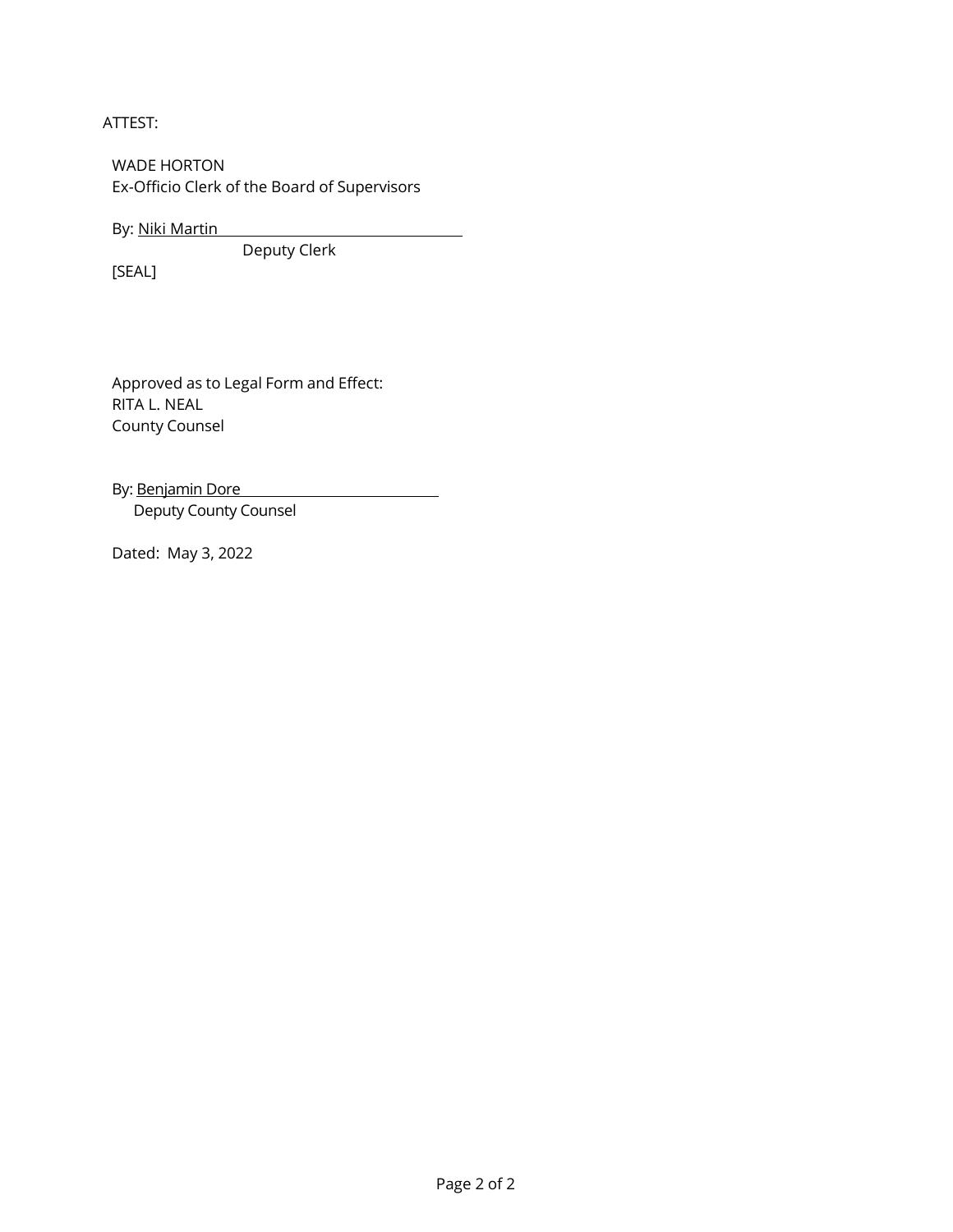ATTEST:

WADE HORTON
Ex-Officio Clerk of the Board of Supervisors

By: Niki Martin
Deputy Clerk

[SEAL]

Approved as to Legal Form and Effect:
RITA L. NEAL
County Counsel

By: Benjamin Dore
Deputy County Counsel

Dated: May 3, 2022